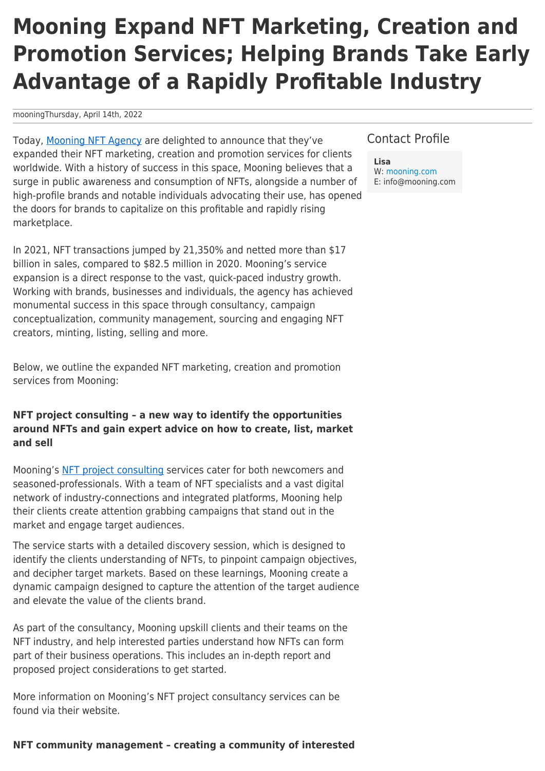# Mooning Expand NFT Marketing, Creation and Promotion Services; Helping Brands Take Early Advantage of a Rapidly Profitable Industry

moomingThursday, April 14th, 2022

Today, Mooning NFT Agency are delighted to announce that they've expanded their NFT marketing, creation and promotion services for clients worldwide. With a history of success in this space, Mooning believes that a surge in public awareness and consumption of NFTs, alongside a number of high-profile brands and notable individuals advocating their use, has opened the doors for brands to capitalize on this profitable and rapidly rising marketplace.

In 2021, NFT transactions jumped by 21,350% and netted more than $17 billion in sales, compared to $82.5 million in 2020. Mooning's service expansion is a direct response to the vast, quick-paced industry growth. Working with brands, businesses and individuals, the agency has achieved monumental success in this space through consultancy, campaign conceptualization, community management, sourcing and engaging NFT creators, minting, listing, selling and more.

Below, we outline the expanded NFT marketing, creation and promotion services from Mooning:

**NFT project consulting – a new way to identify the opportunities around NFTs and gain expert advice on how to create, list, market and sell**

Mooning's NFT project consulting services cater for both newcomers and seasoned-professionals. With a team of NFT specialists and a vast digital network of industry-connections and integrated platforms, Mooning help their clients create attention grabbing campaigns that stand out in the market and engage target audiences.

The service starts with a detailed discovery session, which is designed to identify the clients understanding of NFTs, to pinpoint campaign objectives, and decipher target markets. Based on these learnings, Mooning create a dynamic campaign designed to capture the attention of the target audience and elevate the value of the clients brand.

As part of the consultancy, Mooning upskill clients and their teams on the NFT industry, and help interested parties understand how NFTs can form part of their business operations. This includes an in-depth report and proposed project considerations to get started.

More information on Mooning's NFT project consultancy services can be found via their website.

**NFT community management – creating a community of interested**

## Contact Profile

**Lisa**
W: mooning.com
E: info@mooning.com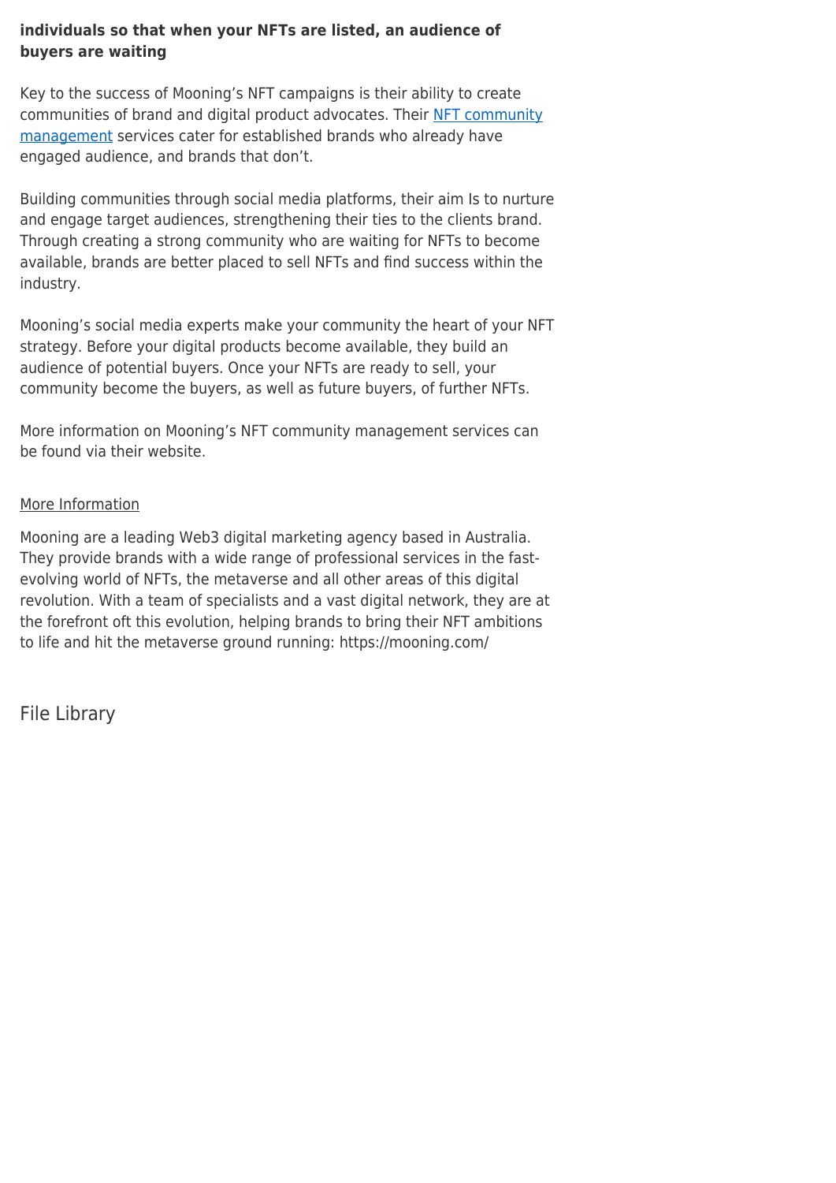**individuals so that when your NFTs are listed, an audience of buyers are waiting**

Key to the success of Mooning's NFT campaigns is their ability to create communities of brand and digital product advocates. Their NFT community management services cater for established brands who already have engaged audience, and brands that don't.

Building communities through social media platforms, their aim Is to nurture and engage target audiences, strengthening their ties to the clients brand. Through creating a strong community who are waiting for NFTs to become available, brands are better placed to sell NFTs and find success within the industry.

Mooning's social media experts make your community the heart of your NFT strategy. Before your digital products become available, they build an audience of potential buyers. Once your NFTs are ready to sell, your community become the buyers, as well as future buyers, of further NFTs.

More information on Mooning's NFT community management services can be found via their website.

More Information

Mooning are a leading Web3 digital marketing agency based in Australia. They provide brands with a wide range of professional services in the fast-evolving world of NFTs, the metaverse and all other areas of this digital revolution. With a team of specialists and a vast digital network, they are at the forefront oft this evolution, helping brands to bring their NFT ambitions to life and hit the metaverse ground running: https://mooning.com/

## File Library